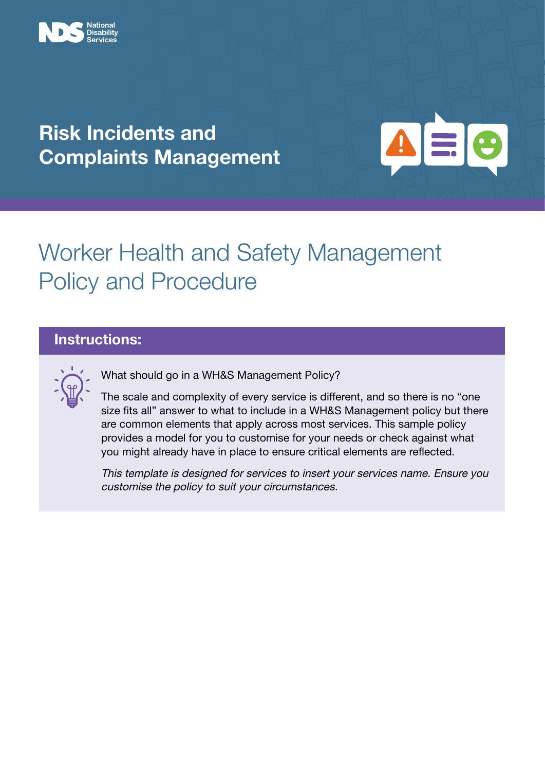National Disability Services

# Risk Incidents and Complaints Management

## Worker Health and Safety Management Policy and Procedure

### Instructions:

What should go in a WH&S Management Policy?

The scale and complexity of every service is different, and so there is no "one size fits all" answer to what to include in a WH&S Management policy but there are common elements that apply across most services. This sample policy provides a model for you to customise for your needs or check against what you might already have in place to ensure critical elements are reflected.

*This template is designed for services to insert your services name. Ensure you customise the policy to suit your circumstances.*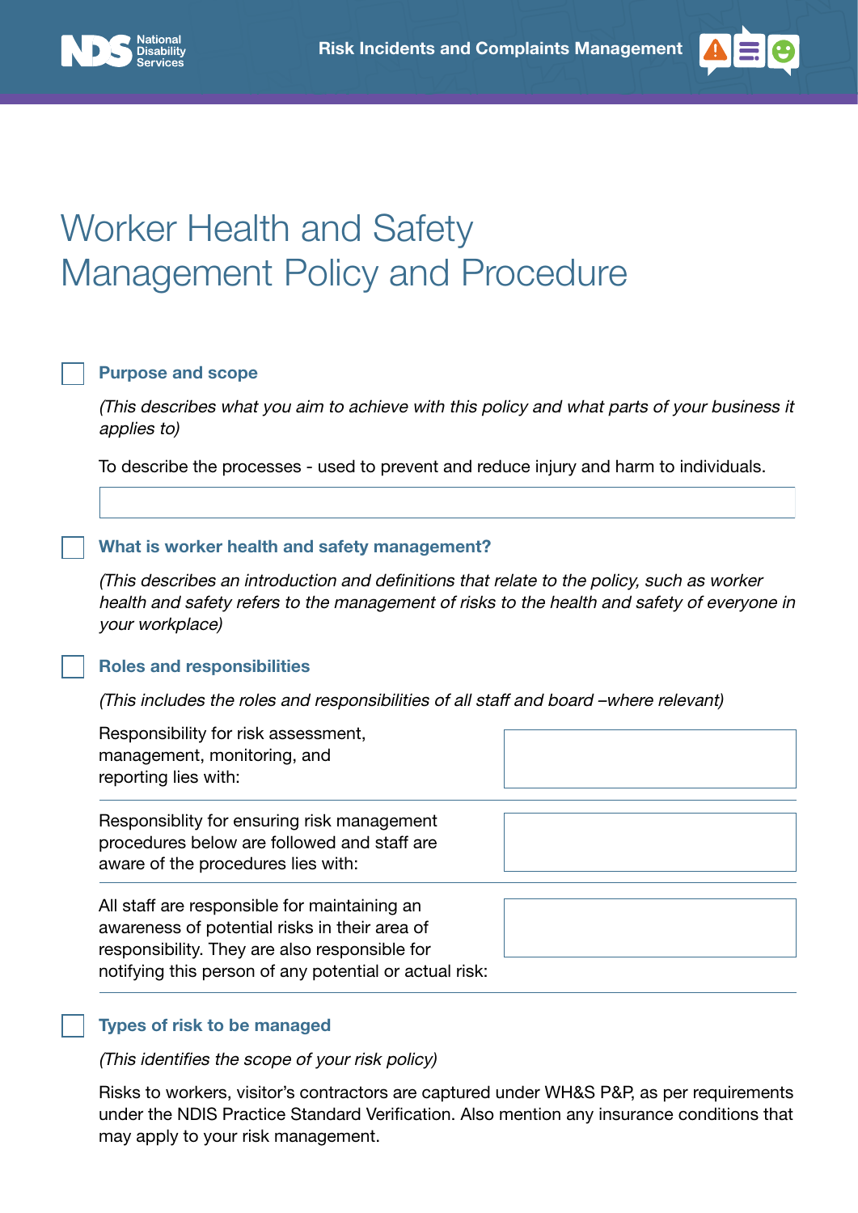# Worker Health and Safety Management Policy and Procedure

## Purpose and scope

*(This describes what you aim to achieve with this policy and what parts of your business it applies to)*

To describe the processes - used to prevent and reduce injury and harm to individuals.

## What is worker health and safety management?

*(This describes an introduction and definitions that relate to the policy, such as worker health and safety refers to the management of risks to the health and safety of everyone in your workplace)*

## Roles and responsibilities

*(This includes the roles and responsibilities of all staff and board –where relevant)*

| | |
|---|---|
| Responsibility for risk assessment, management, monitoring, and reporting lies with: | |
| Responsiblity for ensuring risk management procedures below are followed and staff are aware of the procedures lies with: | |
| All staff are responsible for maintaining an awareness of potential risks in their area of responsibility. They are also responsible for notifying this person of any potential or actual risk: | |

## Types of risk to be managed

*(This identifies the scope of your risk policy)*

Risks to workers, visitor's contractors are captured under WH&S P&P, as per requirements under the NDIS Practice Standard Verification. Also mention any insurance conditions that may apply to your risk management.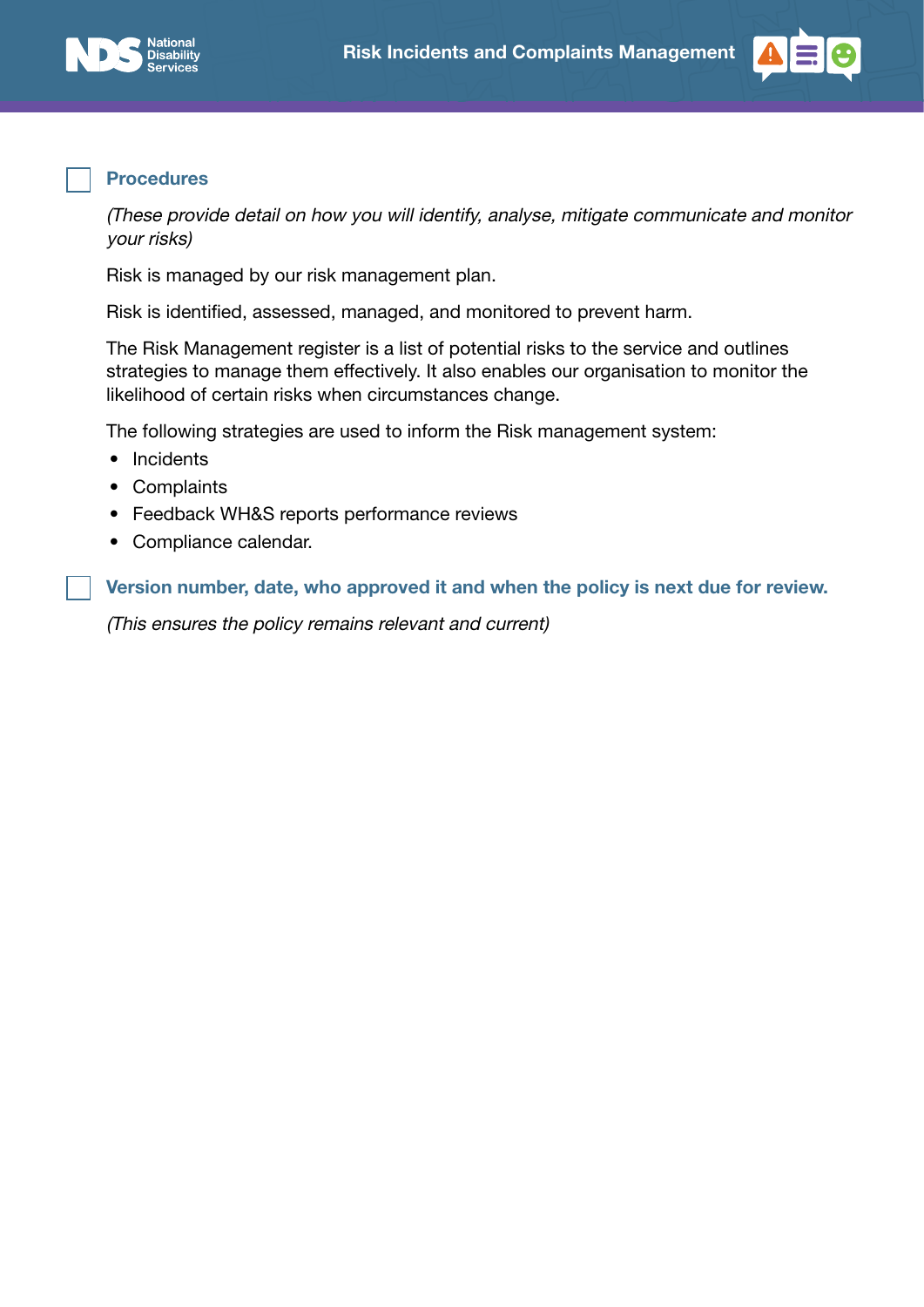- [ ] **Procedures**

*(These provide detail on how you will identify, analyse, mitigate communicate and monitor your risks)*

Risk is managed by our risk management plan.

Risk is identified, assessed, managed, and monitored to prevent harm.

The Risk Management register is a list of potential risks to the service and outlines strategies to manage them effectively. It also enables our organisation to monitor the likelihood of certain risks when circumstances change.

The following strategies are used to inform the Risk management system:

- Incidents
- Complaints
- Feedback WH&S reports performance reviews
- Compliance calendar.

- [ ] **Version number, date, who approved it and when the policy is next due for review.**

*(This ensures the policy remains relevant and current)*